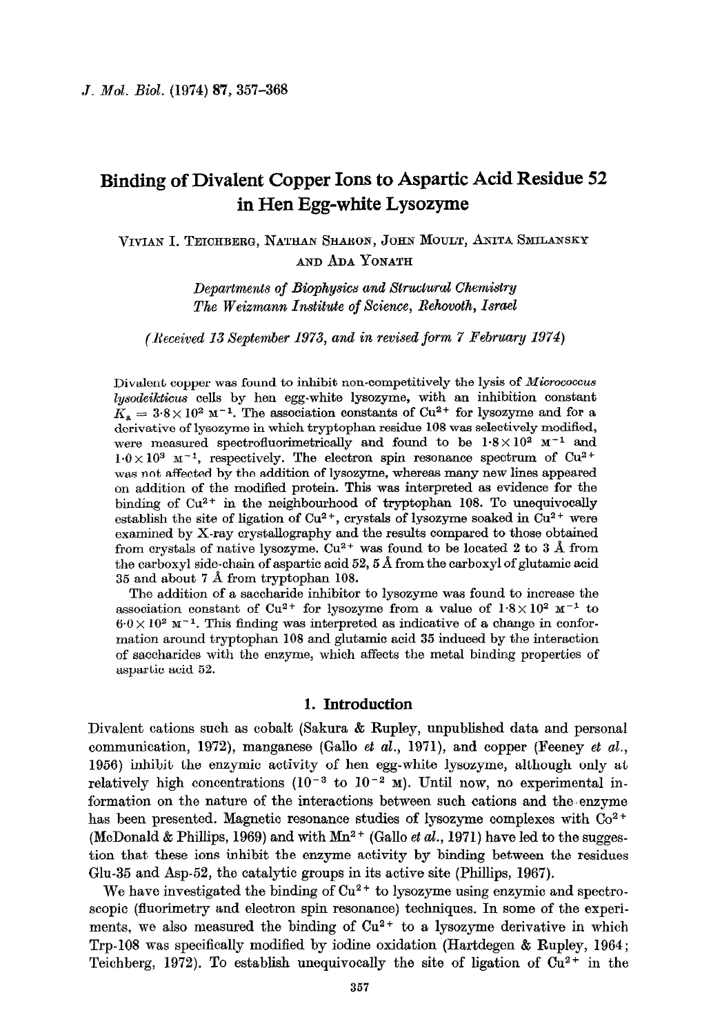# Binding of Divalent Copper Ions to Aspartic Acid Residue 52 in Hen Egg-white Lysozyme

Vivian I. Teichberg, Nathan Sharon, John Moult, Anita Smilansky and Ada Yonath

*Departments of Biophysics and Structural Chemistry*
*The Weizmann Institute of Science, Rehovoth, Israel*

*(Received 13 September 1973, and in revised form 7 February 1974)*

Divalent copper was found to inhibit non-competitively the lysis of *Micrococcus lysodeikticus* cells by hen egg-white lysozyme, with an inhibition constant $K_a = 3{\cdot}8 \times 10^2$ $M^{-1}$. The association constants of $Cu^{2+}$ for lysozyme and for a derivative of lysozyme in which tryptophan residue 108 was selectively modified, were measured spectrofluorimetrically and found to be $1{\cdot}8 \times 10^2$ $M^{-1}$ and $1{\cdot}0 \times 10^3$ $M^{-1}$, respectively. The electron spin resonance spectrum of $Cu^{2+}$ was not affected by the addition of lysozyme, whereas many new lines appeared on addition of the modified protein. This was interpreted as evidence for the binding of $Cu^{2+}$ in the neighbourhood of tryptophan 108. To unequivocally establish the site of ligation of $Cu^{2+}$, crystals of lysozyme soaked in $Cu^{2+}$ were examined by X-ray crystallography and the results compared to those obtained from crystals of native lysozyme. $Cu^{2+}$ was found to be located 2 to 3 Å from the carboxyl side-chain of aspartic acid 52, 5 Å from the carboxyl of glutamic acid 35 and about 7 Å from tryptophan 108.

The addition of a saccharide inhibitor to lysozyme was found to increase the association constant of $Cu^{2+}$ for lysozyme from a value of $1{\cdot}8 \times 10^2$ $M^{-1}$ to $6{\cdot}0 \times 10^2$ $M^{-1}$. This finding was interpreted as indicative of a change in conformation around tryptophan 108 and glutamic acid 35 induced by the interaction of saccharides with the enzyme, which affects the metal binding properties of aspartic acid 52.

## 1. Introduction

Divalent cations such as cobalt (Sakura & Rupley, unpublished data and personal communication, 1972), manganese (Gallo *et al.*, 1971), and copper (Feeney *et al.*, 1956) inhibit the enzymic activity of hen egg-white lysozyme, although only at relatively high concentrations ($10^{-3}$ to $10^{-2}$ M). Until now, no experimental information on the nature of the interactions between such cations and the enzyme has been presented. Magnetic resonance studies of lysozyme complexes with $Co^{2+}$ (McDonald & Phillips, 1969) and with $Mn^{2+}$ (Gallo *et al.*, 1971) have led to the suggestion that these ions inhibit the enzyme activity by binding between the residues Glu-35 and Asp-52, the catalytic groups in its active site (Phillips, 1967).

We have investigated the binding of $Cu^{2+}$ to lysozyme using enzymic and spectroscopic (fluorimetry and electron spin resonance) techniques. In some of the experiments, we also measured the binding of $Cu^{2+}$ to a lysozyme derivative in which Trp-108 was specifically modified by iodine oxidation (Hartdegen & Rupley, 1964; Teichberg, 1972). To establish unequivocally the site of ligation of $Cu^{2+}$ in the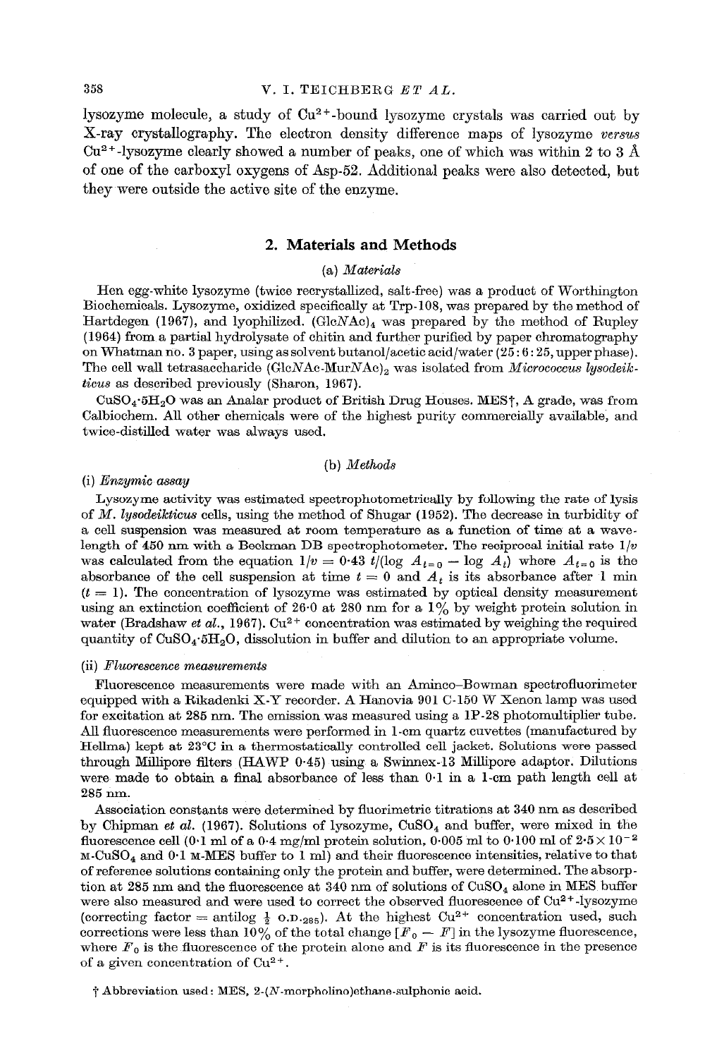lysozyme molecule, a study of $Cu^{2+}$-bound lysozyme crystals was carried out by X-ray crystallography. The electron density difference maps of lysozyme *versus* $Cu^{2+}$-lysozyme clearly showed a number of peaks, one of which was within 2 to 3 Å of one of the carboxyl oxygens of Asp-52. Additional peaks were also detected, but they were outside the active site of the enzyme.

## 2. Materials and Methods

### (a) *Materials*

Hen egg-white lysozyme (twice recrystallized, salt-free) was a product of Worthington Biochemicals. Lysozyme, oxidized specifically at Trp-108, was prepared by the method of Hartdegen (1967), and lyophilized. (Glc*N*Ac)$_4$ was prepared by the method of Rupley (1964) from a partial hydrolysate of chitin and further purified by paper chromatography on Whatman no. 3 paper, using as solvent butanol/acetic acid/water (25 : 6 : 25, upper phase). The cell wall tetrasaccharide (Glc*N*Ac-Mur*N*Ac)$_2$ was isolated from *Micrococcus lysodeikticus* as described previously (Sharon, 1967).

$CuSO_4 \cdot 5H_2O$ was an Analar product of British Drug Houses. MES†, A grade, was from Calbiochem. All other chemicals were of the highest purity commercially available, and twice-distilled water was always used.

### (b) *Methods*

#### (i) *Enzymic assay*

Lysozyme activity was estimated spectrophotometrically by following the rate of lysis of *M. lysodeikticus* cells, using the method of Shugar (1952). The decrease in turbidity of a cell suspension was measured at room temperature as a function of time at a wavelength of 450 nm with a Beckman DB spectrophotometer. The reciprocal initial rate $1/v$ was calculated from the equation $1/v = 0{\cdot}43\ t/(\log A_{t=0} - \log A_t)$ where $A_{t=0}$ is the absorbance of the cell suspension at time $t = 0$ and $A_t$ is its absorbance after 1 min ($t = 1$). The concentration of lysozyme was estimated by optical density measurement using an extinction coefficient of 26·0 at 280 nm for a 1% by weight protein solution in water (Bradshaw *et al.*, 1967). $Cu^{2+}$ concentration was estimated by weighing the required quantity of $CuSO_4 \cdot 5H_2O$, dissolution in buffer and dilution to an appropriate volume.

#### (ii) *Fluorescence measurements*

Fluorescence measurements were made with an Aminco–Bowman spectrofluorimeter equipped with a Rikadenki X-Y recorder. A Hanovia 901 C-150 W Xenon lamp was used for excitation at 285 nm. The emission was measured using a 1P-28 photomultiplier tube. All fluorescence measurements were performed in 1-cm quartz cuvettes (manufactured by Hellma) kept at 23°C in a thermostatically controlled cell jacket. Solutions were passed through Millipore filters (HAWP 0·45) using a Swinnex-13 Millipore adaptor. Dilutions were made to obtain a final absorbance of less than 0·1 in a 1-cm path length cell at 285 nm.

Association constants were determined by fluorimetric titrations at 340 nm as described by Chipman *et al.* (1967). Solutions of lysozyme, $CuSO_4$ and buffer, were mixed in the fluorescence cell (0·1 ml of a 0·4 mg/ml protein solution, 0·005 ml to 0·100 ml of $2{\cdot}5 \times 10^{-2}$ M-$CuSO_4$ and 0·1 M-MES buffer to 1 ml) and their fluorescence intensities, relative to that of reference solutions containing only the protein and buffer, were determined. The absorption at 285 nm and the fluorescence at 340 nm of solutions of $CuSO_4$ alone in MES buffer were also measured and were used to correct the observed fluorescence of $Cu^{2+}$-lysozyme (correcting factor = antilog $\frac{1}{2}$ O.D.$_{285}$). At the highest $Cu^{2+}$ concentration used, such corrections were less than 10% of the total change $[F_0 - F]$ in the lysozyme fluorescence, where $F_0$ is the fluorescence of the protein alone and $F$ is its fluorescence in the presence of a given concentration of $Cu^{2+}$.

† Abbreviation used: MES, 2-(*N*-morpholino)ethane-sulphonic acid.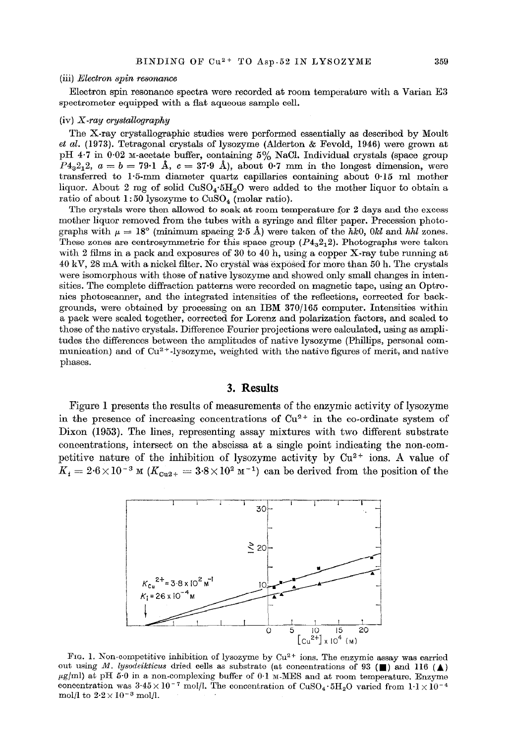### (iii) *Electron spin resonance*

Electron spin resonance spectra were recorded at room temperature with a Varian E3 spectrometer equipped with a flat aqueous sample cell.

### (iv) *X-ray crystallography*

The X-ray crystallographic studies were performed essentially as described by Moult *et al.* (1973). Tetragonal crystals of lysozyme (Alderton & Fevold, 1946) were grown at pH 4·7 in 0·02 M-acetate buffer, containing 5% NaCl. Individual crystals (space group $P4_32_12$, $a = b = 79{\cdot}1$ Å, $c = 37{\cdot}9$ Å), about 0·7 mm in the longest dimension, were transferred to 1·5-mm diameter quartz capillaries containing about 0·15 ml mother liquor. About 2 mg of solid $CuSO_4 \cdot 5H_2O$ were added to the mother liquor to obtain a ratio of about 1:50 lysozyme to $CuSO_4$ (molar ratio).

The crystals were then allowed to soak at room temperature for 2 days and the excess mother liquor removed from the tubes with a syringe and filter paper. Precession photographs with $\mu = 18°$ (minimum spacing 2·5 Å) were taken of the *hk*0, 0*kl* and *hhl* zones. These zones are centrosymmetric for this space group ($P4_32_12$). Photographs were taken with 2 films in a pack and exposures of 30 to 40 h, using a copper X-ray tube running at 40 kV, 28 mA with a nickel filter. No crystal was exposed for more than 50 h. The crystals were isomorphous with those of native lysozyme and showed only small changes in intensities. The complete diffraction patterns were recorded on magnetic tape, using an Optronics photoscanner, and the integrated intensities of the reflections, corrected for backgrounds, were obtained by processing on an IBM 370/165 computer. Intensities within a pack were scaled together, corrected for Lorenz and polarization factors, and scaled to those of the native crystals. Difference Fourier projections were calculated, using as amplitudes the differences between the amplitudes of native lysozyme (Phillips, personal communication) and of $Cu^{2+}$-lysozyme, weighted with the native figures of merit, and native phases.

## 3. Results

Figure 1 presents the results of measurements of the enzymic activity of lysozyme in the presence of increasing concentrations of $Cu^{2+}$ in the co-ordinate system of Dixon (1953). The lines, representing assay mixtures with two different substrate concentrations, intersect on the abscissa at a single point indicating the non-competitive nature of the inhibition of lysozyme activity by $Cu^{2+}$ ions. A value of $K_i = 2{\cdot}6 \times 10^{-3}$ M ($K_{Cu^{2+}} = 3{\cdot}8 \times 10^2$ M$^{-1}$) can be derived from the position of the

FIG. 1. Non-competitive inhibition of lysozyme by $Cu^{2+}$ ions. The enzymic assay was carried out using *M. lysodeikticus* dried cells as substrate (at concentrations of 93 (■) and 116 (▲) μg/ml) at pH 5·0 in a non-complexing buffer of 0·1 M-MES and at room temperature. Enzyme concentration was $3{\cdot}45 \times 10^{-7}$ mol/l. The concentration of $CuSO_4 \cdot 5H_2O$ varied from $1{\cdot}1 \times 10^{-4}$ mol/l to $2{\cdot}2 \times 10^{-3}$ mol/l.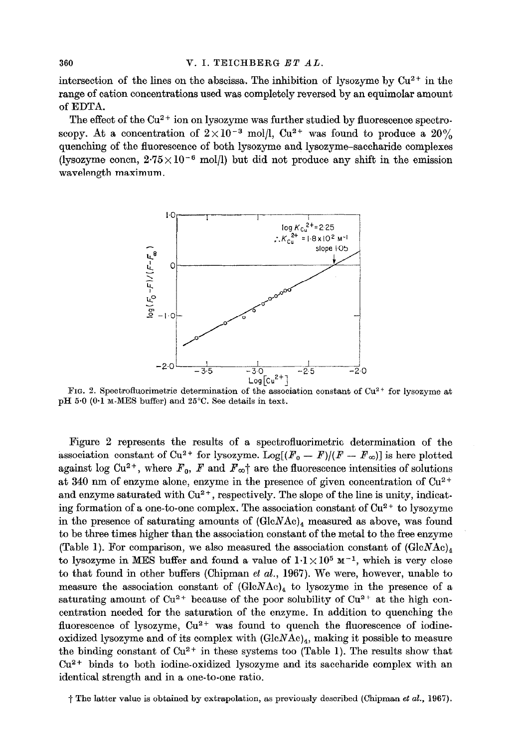intersection of the lines on the abscissa. The inhibition of lysozyme by $Cu^{2+}$ in the range of cation concentrations used was completely reversed by an equimolar amount of EDTA.

The effect of the $Cu^{2+}$ ion on lysozyme was further studied by fluorescence spectroscopy. At a concentration of $2 \times 10^{-3}$ mol/l, $Cu^{2+}$ was found to produce a 20% quenching of the fluorescence of both lysozyme and lysozyme–saccharide complexes (lysozyme concn, $2{\cdot}75 \times 10^{-6}$ mol/l) but did not produce any shift in the emission wavelength maximum.

FIG. 2. Spectrofluorimetric determination of the association constant of $Cu^{2+}$ for lysozyme at pH 5·0 (0·1 M-MES buffer) and 25°C. See details in text.

Figure 2 represents the results of a spectrofluorimetric determination of the association constant of $Cu^{2+}$ for lysozyme. $\mathrm{Log}[(F_0 - F)/(F - F_\infty)]$ is here plotted against log $Cu^{2+}$, where $F_0$, $F$ and $F_\infty$† are the fluorescence intensities of solutions at 340 nm of enzyme alone, enzyme in the presence of given concentration of $Cu^{2+}$ and enzyme saturated with $Cu^{2+}$, respectively. The slope of the line is unity, indicating formation of a one-to-one complex. The association constant of $Cu^{2+}$ to lysozyme in the presence of saturating amounts of $(\mathrm{Glc}N\mathrm{Ac})_4$ measured as above, was found to be three times higher than the association constant of the metal to the free enzyme (Table 1). For comparison, we also measured the association constant of $(\mathrm{Glc}N\mathrm{Ac})_4$ to lysozyme in MES buffer and found a value of $1{\cdot}1 \times 10^5$ $M^{-1}$, which is very close to that found in other buffers (Chipman *et al.*, 1967). We were, however, unable to measure the association constant of $(\mathrm{Glc}N\mathrm{Ac})_4$ to lysozyme in the presence of a saturating amount of $Cu^{2+}$ because of the poor solubility of $Cu^{2+}$ at the high concentration needed for the saturation of the enzyme. In addition to quenching the fluorescence of lysozyme, $Cu^{2+}$ was found to quench the fluorescence of iodine-oxidized lysozyme and of its complex with $(\mathrm{Glc}N\mathrm{Ac})_4$, making it possible to measure the binding constant of $Cu^{2+}$ in these systems too (Table 1). The results show that $Cu^{2+}$ binds to both iodine-oxidized lysozyme and its saccharide complex with an identical strength and in a one-to-one ratio.

† The latter value is obtained by extrapolation, as previously described (Chipman *et al.*, 1967).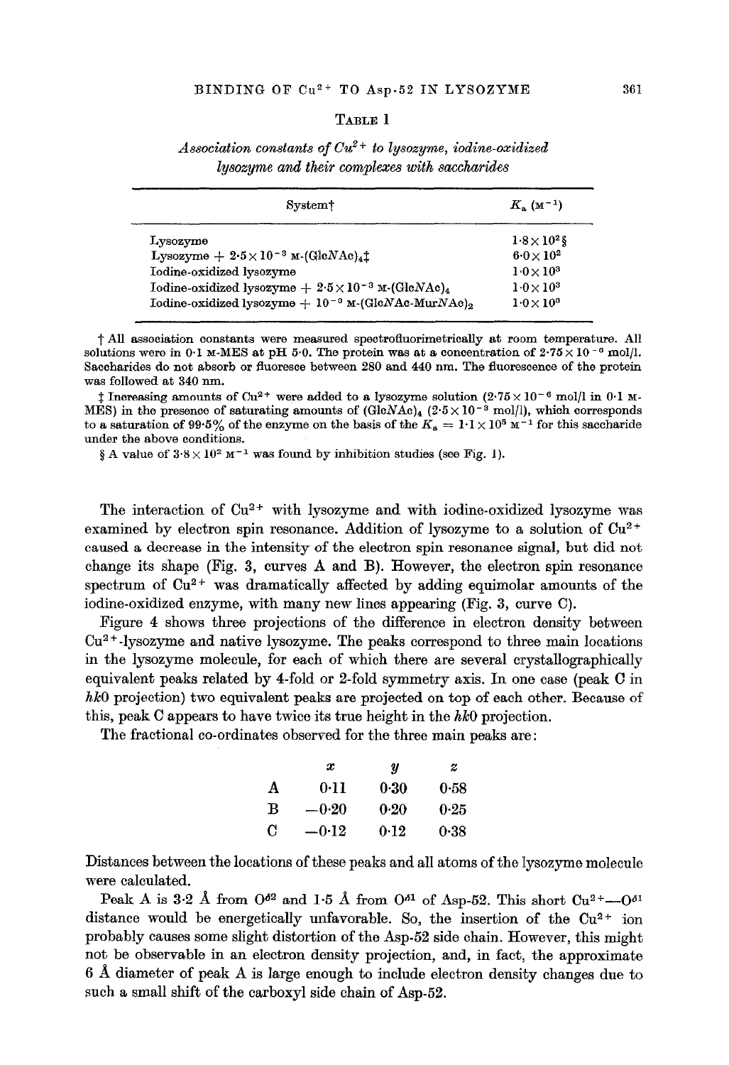TABLE 1

*Association constants of $Cu^{2+}$ to lysozyme, iodine-oxidized lysozyme and their complexes with saccharides*

| System† | $K_a$ ($M^{-1}$) |
|---|---|
| Lysozyme | $1{\cdot}8 \times 10^2$§ |
| Lysozyme + $2{\cdot}5 \times 10^{-3}$ M-(Glc*N*Ac)$_4$‡ | $6{\cdot}0 \times 10^2$ |
| Iodine-oxidized lysozyme | $1{\cdot}0 \times 10^3$ |
| Iodine-oxidized lysozyme + $2{\cdot}5 \times 10^{-3}$ M-(Glc*N*Ac)$_4$ | $1{\cdot}0 \times 10^3$ |
| Iodine-oxidized lysozyme + $10^{-3}$ M-(Glc*N*Ac-Mur*N*Ac)$_2$ | $1{\cdot}0 \times 10^3$ |

† All association constants were measured spectrofluorimetrically at room temperature. All solutions were in 0·1 M-MES at pH 5·0. The protein was at a concentration of $2{\cdot}75 \times 10^{-6}$ mol/l. Saccharides do not absorb or fluoresce between 280 and 440 nm. The fluorescence of the protein was followed at 340 nm.

‡ Increasing amounts of $Cu^{2+}$ were added to a lysozyme solution ($2{\cdot}75 \times 10^{-6}$ mol/l in 0·1 M-MES) in the presence of saturating amounts of (Glc*N*Ac)$_4$ ($2{\cdot}5 \times 10^{-3}$ mol/l), which corresponds to a saturation of 99·5% of the enzyme on the basis of the $K_a = 1{\cdot}1 \times 10^5$ $M^{-1}$ for this saccharide under the above conditions.

§ A value of $3{\cdot}8 \times 10^2$ $M^{-1}$ was found by inhibition studies (see Fig. 1).

The interaction of $Cu^{2+}$ with lysozyme and with iodine-oxidized lysozyme was examined by electron spin resonance. Addition of lysozyme to a solution of $Cu^{2+}$ caused a decrease in the intensity of the electron spin resonance signal, but did not change its shape (Fig. 3, curves A and B). However, the electron spin resonance spectrum of $Cu^{2+}$ was dramatically affected by adding equimolar amounts of the iodine-oxidized enzyme, with many new lines appearing (Fig. 3, curve C).

Figure 4 shows three projections of the difference in electron density between $Cu^{2+}$-lysozyme and native lysozyme. The peaks correspond to three main locations in the lysozyme molecule, for each of which there are several crystallographically equivalent peaks related by 4-fold or 2-fold symmetry axis. In one case (peak C in *hk*0 projection) two equivalent peaks are projected on top of each other. Because of this, peak C appears to have twice its true height in the *hk*0 projection.

The fractional co-ordinates observed for the three main peaks are:

| | $x$ | $y$ | $z$ |
|---|---|---|---|
| A | 0·11 | 0·30 | 0·58 |
| B | −0·20 | 0·20 | 0·25 |
| C | −0·12 | 0·12 | 0·38 |

Distances between the locations of these peaks and all atoms of the lysozyme molecule were calculated.

Peak A is 3·2 Å from $O^{\delta 2}$ and 1·5 Å from $O^{\delta 1}$ of Asp-52. This short $Cu^{2+}$—$O^{\delta 1}$ distance would be energetically unfavorable. So, the insertion of the $Cu^{2+}$ ion probably causes some slight distortion of the Asp-52 side chain. However, this might not be observable in an electron density projection, and, in fact, the approximate 6 Å diameter of peak A is large enough to include electron density changes due to such a small shift of the carboxyl side chain of Asp-52.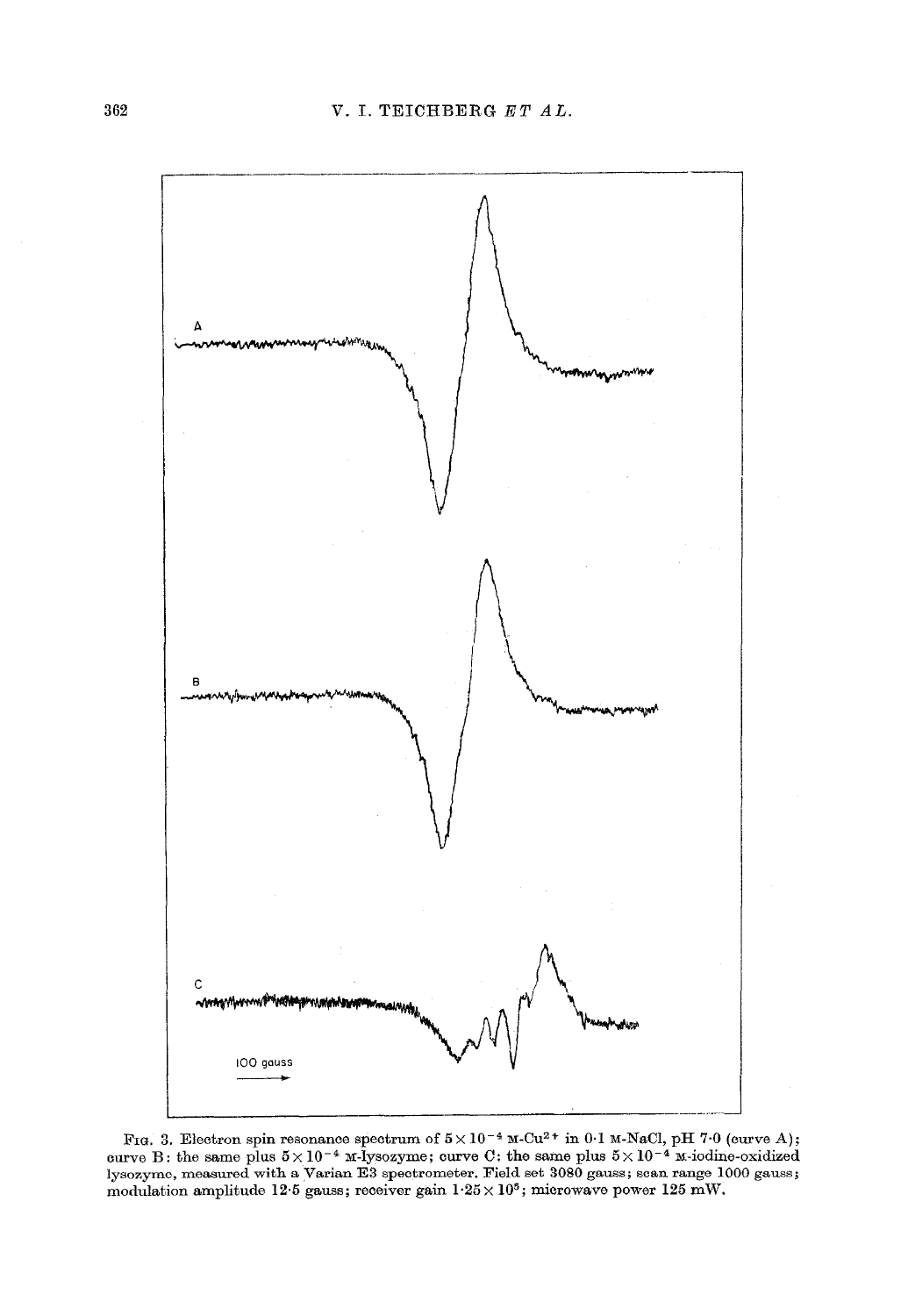FIG. 3. Electron spin resonance spectrum of $5 \times 10^{-4}$ M-$Cu^{2+}$ in 0·1 M-NaCl, pH 7·0 (curve A); curve B: the same plus $5 \times 10^{-4}$ M-lysozyme; curve C: the same plus $5 \times 10^{-4}$ M-iodine-oxidized lysozyme, measured with a Varian E3 spectrometer. Field set 3080 gauss; scan range 1000 gauss; modulation amplitude 12·5 gauss; receiver gain $1 \cdot 25 \times 10^{5}$; microwave power 125 mW.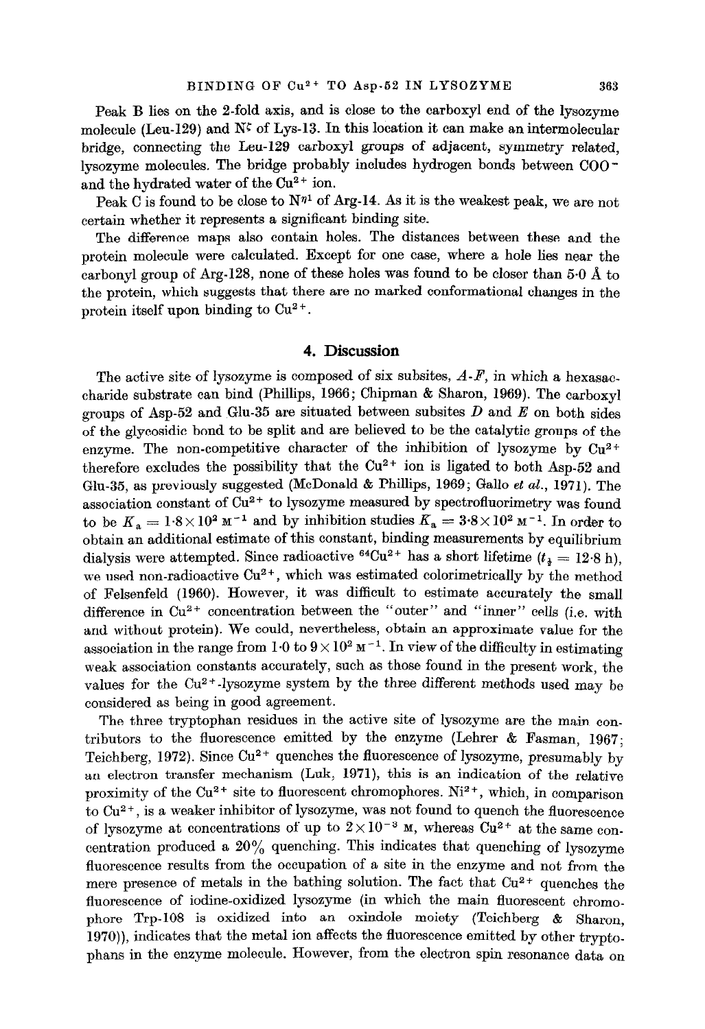Peak B lies on the 2-fold axis, and is close to the carboxyl end of the lysozyme molecule (Leu-129) and $N^{\zeta}$ of Lys-13. In this location it can make an intermolecular bridge, connecting the Leu-129 carboxyl groups of adjacent, symmetry related, lysozyme molecules. The bridge probably includes hydrogen bonds between $COO^-$ and the hydrated water of the $Cu^{2+}$ ion.

Peak C is found to be close to $N^{\eta 1}$ of Arg-14. As it is the weakest peak, we are not certain whether it represents a significant binding site.

The difference maps also contain holes. The distances between these and the protein molecule were calculated. Except for one case, where a hole lies near the carbonyl group of Arg-128, none of these holes was found to be closer than 5·0 Å to the protein, which suggests that there are no marked conformational changes in the protein itself upon binding to $Cu^{2+}$.

## 4. Discussion

The active site of lysozyme is composed of six subsites, *A*-*F*, in which a hexasaccharide substrate can bind (Phillips, 1966; Chipman & Sharon, 1969). The carboxyl groups of Asp-52 and Glu-35 are situated between subsites *D* and *E* on both sides of the glycosidic bond to be split and are believed to be the catalytic groups of the enzyme. The non-competitive character of the inhibition of lysozyme by $Cu^{2+}$ therefore excludes the possibility that the $Cu^{2+}$ ion is ligated to both Asp-52 and Glu-35, as previously suggested (McDonald & Phillips, 1969; Gallo *et al.*, 1971). The association constant of $Cu^{2+}$ to lysozyme measured by spectrofluorimetry was found to be $K_a = 1{\cdot}8 \times 10^2\ M^{-1}$ and by inhibition studies $K_a = 3{\cdot}8 \times 10^2\ M^{-1}$. In order to obtain an additional estimate of this constant, binding measurements by equilibrium dialysis were attempted. Since radioactive $^{64}Cu^{2+}$ has a short lifetime ($t_{\frac{1}{2}} = 12{\cdot}8$ h), we used non-radioactive $Cu^{2+}$, which was estimated colorimetrically by the method of Felsenfeld (1960). However, it was difficult to estimate accurately the small difference in $Cu^{2+}$ concentration between the "outer" and "inner" cells (i.e. with and without protein). We could, nevertheless, obtain an approximate value for the association in the range from $1{\cdot}0$ to $9 \times 10^2\ M^{-1}$. In view of the difficulty in estimating weak association constants accurately, such as those found in the present work, the values for the $Cu^{2+}$-lysozyme system by the three different methods used may be considered as being in good agreement.

The three tryptophan residues in the active site of lysozyme are the main contributors to the fluorescence emitted by the enzyme (Lehrer & Fasman, 1967; Teichberg, 1972). Since $Cu^{2+}$ quenches the fluorescence of lysozyme, presumably by an electron transfer mechanism (Luk, 1971), this is an indication of the relative proximity of the $Cu^{2+}$ site to fluorescent chromophores. $Ni^{2+}$, which, in comparison to $Cu^{2+}$, is a weaker inhibitor of lysozyme, was not found to quench the fluorescence of lysozyme at concentrations of up to $2 \times 10^{-3}$ M, whereas $Cu^{2+}$ at the same concentration produced a 20% quenching. This indicates that quenching of lysozyme fluorescence results from the occupation of a site in the enzyme and not from the mere presence of metals in the bathing solution. The fact that $Cu^{2+}$ quenches the fluorescence of iodine-oxidized lysozyme (in which the main fluorescent chromophore Trp-108 is oxidized into an oxindole moiety (Teichberg & Sharon, 1970)), indicates that the metal ion affects the fluorescence emitted by other tryptophans in the enzyme molecule. However, from the electron spin resonance data on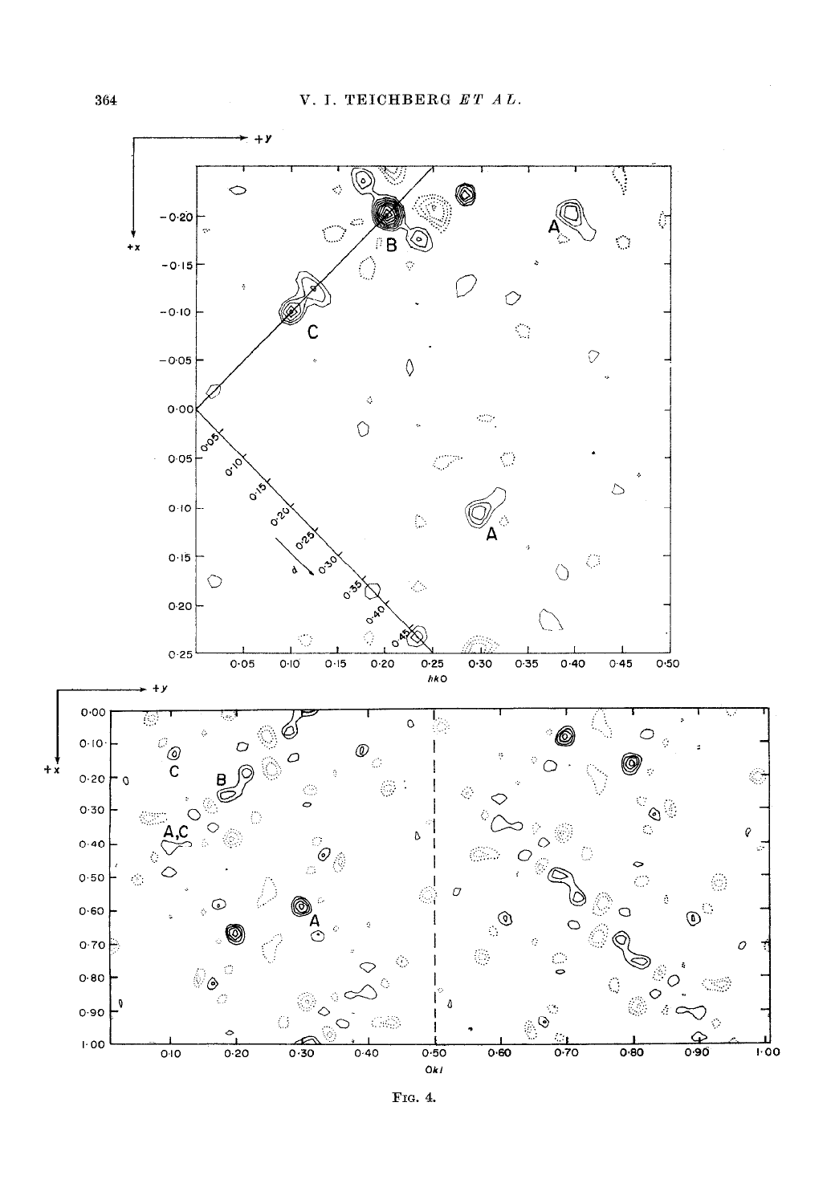Fig. 4.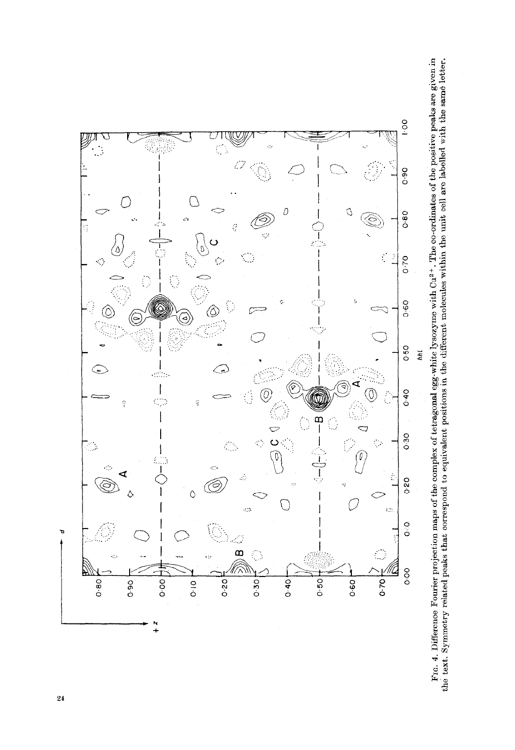FIG. 4. Difference Fourier projection maps of the complex of tetragonal egg-white lysozyme with $Cu^{2+}$. The co-ordinates of the positive peaks are given in the text. Symmetry related peaks that correspond to equivalent positions in the different molecules within the unit cell are labelled with the same letter.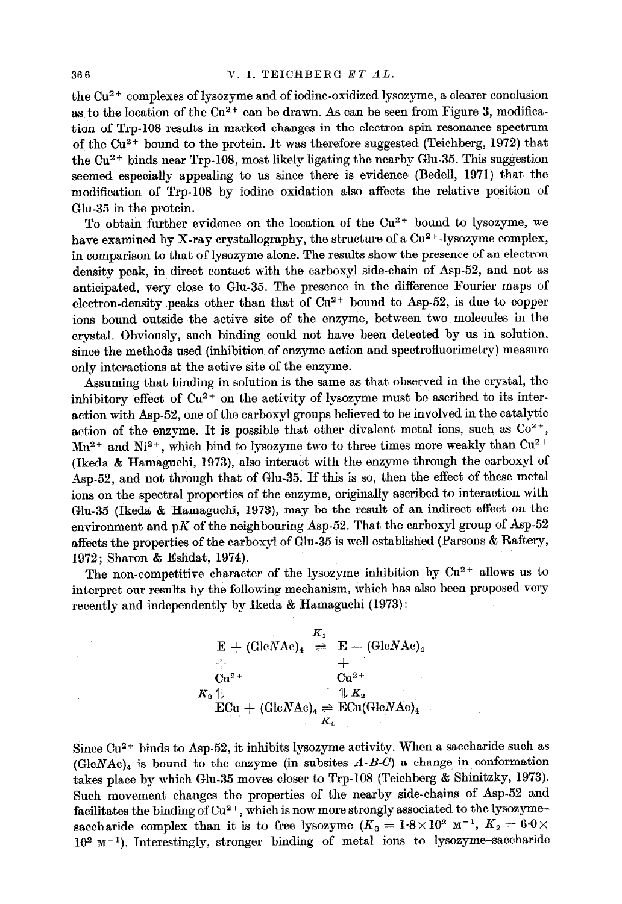the $Cu^{2+}$ complexes of lysozyme and of iodine-oxidized lysozyme, a clearer conclusion as to the location of the $Cu^{2+}$ can be drawn. As can be seen from Figure 3, modification of Trp-108 results in marked changes in the electron spin resonance spectrum of the $Cu^{2+}$ bound to the protein. It was therefore suggested (Teichberg, 1972) that the $Cu^{2+}$ binds near Trp-108, most likely ligating the nearby Glu-35. This suggestion seemed especially appealing to us since there is evidence (Bedell, 1971) that the modification of Trp-108 by iodine oxidation also affects the relative position of Glu-35 in the protein.

To obtain further evidence on the location of the $Cu^{2+}$ bound to lysozyme, we have examined by X-ray crystallography, the structure of a $Cu^{2+}$-lysozyme complex, in comparison to that of lysozyme alone. The results show the presence of an electron density peak, in direct contact with the carboxyl side-chain of Asp-52, and not as anticipated, very close to Glu-35. The presence in the difference Fourier maps of electron-density peaks other than that of $Cu^{2+}$ bound to Asp-52, is due to copper ions bound outside the active site of the enzyme, between two molecules in the crystal. Obviously, such binding could not have been detected by us in solution, since the methods used (inhibition of enzyme action and spectrofluorimetry) measure only interactions at the active site of the enzyme.

Assuming that binding in solution is the same as that observed in the crystal, the inhibitory effect of $Cu^{2+}$ on the activity of lysozyme must be ascribed to its interaction with Asp-52, one of the carboxyl groups believed to be involved in the catalytic action of the enzyme. It is possible that other divalent metal ions, such as $Co^{2+}$, $Mn^{2+}$ and $Ni^{2+}$, which bind to lysozyme two to three times more weakly than $Cu^{2+}$ (Ikeda & Hamaguchi, 1973), also interact with the enzyme through the carboxyl of Asp-52, and not through that of Glu-35. If this is so, then the effect of these metal ions on the spectral properties of the enzyme, originally ascribed to interaction with Glu-35 (Ikeda & Hamaguchi, 1973), may be the result of an indirect effect on the environment and p$K$ of the neighbouring Asp-52. That the carboxyl group of Asp-52 affects the properties of the carboxyl of Glu-35 is well established (Parsons & Raftery, 1972; Sharon & Eshdat, 1974).

The non-competitive character of the lysozyme inhibition by $Cu^{2+}$ allows us to interpret our results by the following mechanism, which has also been proposed very recently and independently by Ikeda & Hamaguchi (1973):

$$
\begin{array}{ccc}
\mathrm{E} + (\mathrm{Glc}N\mathrm{Ac})_4 & \overset{K_1}{\rightleftharpoons} & \mathrm{E} - (\mathrm{Glc}N\mathrm{Ac})_4 \\
+ & & + \\
\mathrm{Cu}^{2+} & & \mathrm{Cu}^{2+} \\
K_3 \updownarrow & & \updownarrow K_2 \\
\mathrm{ECu} + (\mathrm{Glc}N\mathrm{Ac})_4 & \underset{K_4}{\rightleftharpoons} & \mathrm{ECu}(\mathrm{Glc}N\mathrm{Ac})_4
\end{array}
$$

Since $Cu^{2+}$ binds to Asp-52, it inhibits lysozyme activity. When a saccharide such as $(GlcNAc)_4$ is bound to the enzyme (in subsites *A-B-C*) a change in conformation takes place by which Glu-35 moves closer to Trp-108 (Teichberg & Shinitzky, 1973). Such movement changes the properties of the nearby side-chains of Asp-52 and facilitates the binding of $Cu^{2+}$, which is now more strongly associated to the lysozyme–saccharide complex than it is to free lysozyme ($K_3 = 1{\cdot}8\times10^2\ \mathrm{M}^{-1}$, $K_2 = 6{\cdot}0\times 10^2\ \mathrm{M}^{-1}$). Interestingly, stronger binding of metal ions to lysozyme–saccharide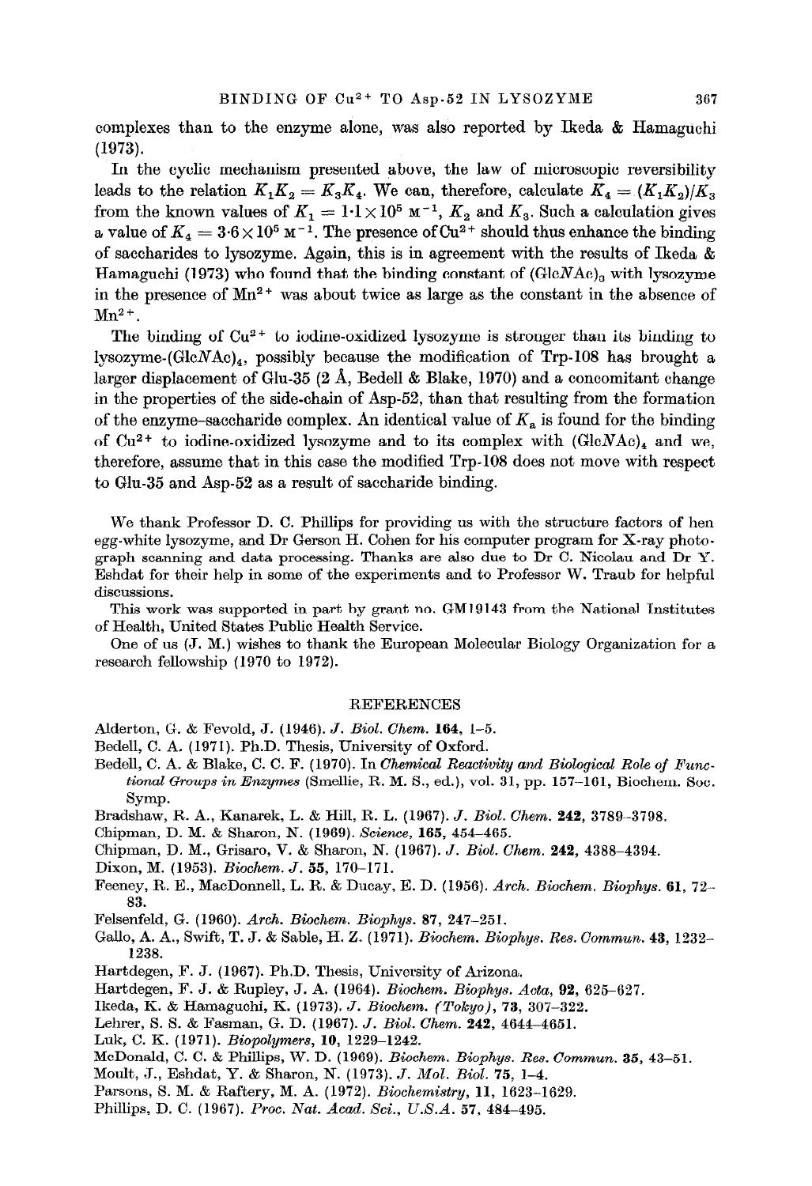complexes than to the enzyme alone, was also reported by Ikeda & Hamaguchi (1973).

In the cyclic mechanism presented above, the law of microscopic reversibility leads to the relation $K_1K_2 = K_3K_4$. We can, therefore, calculate $K_4 = (K_1K_2)/K_3$ from the known values of $K_1 = 1{\cdot}1 \times 10^5$ $M^{-1}$, $K_2$ and $K_3$. Such a calculation gives a value of $K_4 = 3{\cdot}6 \times 10^5$ $M^{-1}$. The presence of $Cu^{2+}$ should thus enhance the binding of saccharides to lysozyme. Again, this is in agreement with the results of Ikeda & Hamaguchi (1973) who found that the binding constant of $(GlcNAc)_3$ with lysozyme in the presence of $Mn^{2+}$ was about twice as large as the constant in the absence of $Mn^{2+}$.

The binding of $Cu^{2+}$ to iodine-oxidized lysozyme is stronger than its binding to lysozyme-$(GlcNAc)_4$, possibly because the modification of Trp-108 has brought a larger displacement of Glu-35 (2 Å, Bedell & Blake, 1970) and a concomitant change in the properties of the side-chain of Asp-52, than that resulting from the formation of the enzyme–saccharide complex. An identical value of $K_a$ is found for the binding of $Cu^{2+}$ to iodine-oxidized lysozyme and to its complex with $(GlcNAc)_4$ and we, therefore, assume that in this case the modified Trp-108 does not move with respect to Glu-35 and Asp-52 as a result of saccharide binding.

We thank Professor D. C. Phillips for providing us with the structure factors of hen egg-white lysozyme, and Dr Gerson H. Cohen for his computer program for X-ray photograph scanning and data processing. Thanks are also due to Dr C. Nicolau and Dr Y. Eshdat for their help in some of the experiments and to Professor W. Traub for helpful discussions.

This work was supported in part by grant no. GM19143 from the National Institutes of Health, United States Public Health Service.

One of us (J. M.) wishes to thank the European Molecular Biology Organization for a research fellowship (1970 to 1972).

## REFERENCES

Alderton, G. & Fevold, J. (1946). *J. Biol. Chem.* **164**, 1–5.

Bedell, C. A. (1971). Ph.D. Thesis, University of Oxford.

Bedell, C. A. & Blake, C. C. F. (1970). In *Chemical Reactivity and Biological Role of Functional Groups in Enzymes* (Smellie, R. M. S., ed.), vol. 31, pp. 157–161, Biochem. Soc. Symp.

Bradshaw, R. A., Kanarek, L. & Hill, R. L. (1967). *J. Biol. Chem.* **242**, 3789–3798.

Chipman, D. M. & Sharon, N. (1969). *Science*, **165**, 454–465.

Chipman, D. M., Grisaro, V. & Sharon, N. (1967). *J. Biol. Chem.* **242**, 4388–4394.

Dixon, M. (1953). *Biochem. J.* **55**, 170–171.

Feeney, R. E., MacDonnell, L. R. & Ducay, E. D. (1956). *Arch. Biochem. Biophys.* **61**, 72–83.

Felsenfeld, G. (1960). *Arch. Biochem. Biophys.* **87**, 247–251.

Gallo, A. A., Swift, T. J. & Sable, H. Z. (1971). *Biochem. Biophys. Res. Commun.* **43**, 1232–1238.

Hartdegen, F. J. (1967). Ph.D. Thesis, University of Arizona.

Hartdegen, F. J. & Rupley, J. A. (1964). *Biochem. Biophys. Acta*, **92**, 625–627.

Ikeda, K. & Hamaguchi, K. (1973). *J. Biochem. (Tokyo)*, **73**, 307–322.

Lehrer, S. S. & Fasman, G. D. (1967). *J. Biol. Chem.* **242**, 4644–4651.

Luk, C. K. (1971). *Biopolymers*, **10**, 1229–1242.

McDonald, C. C. & Phillips, W. D. (1969). *Biochem. Biophys. Res. Commun.* **35**, 43–51.

Moult, J., Eshdat, Y. & Sharon, N. (1973). *J. Mol. Biol.* **75**, 1–4.

Parsons, S. M. & Raftery, M. A. (1972). *Biochemistry*, **11**, 1623–1629.

Phillips, D. C. (1967). *Proc. Nat. Acad. Sci., U.S.A.* **57**, 484–495.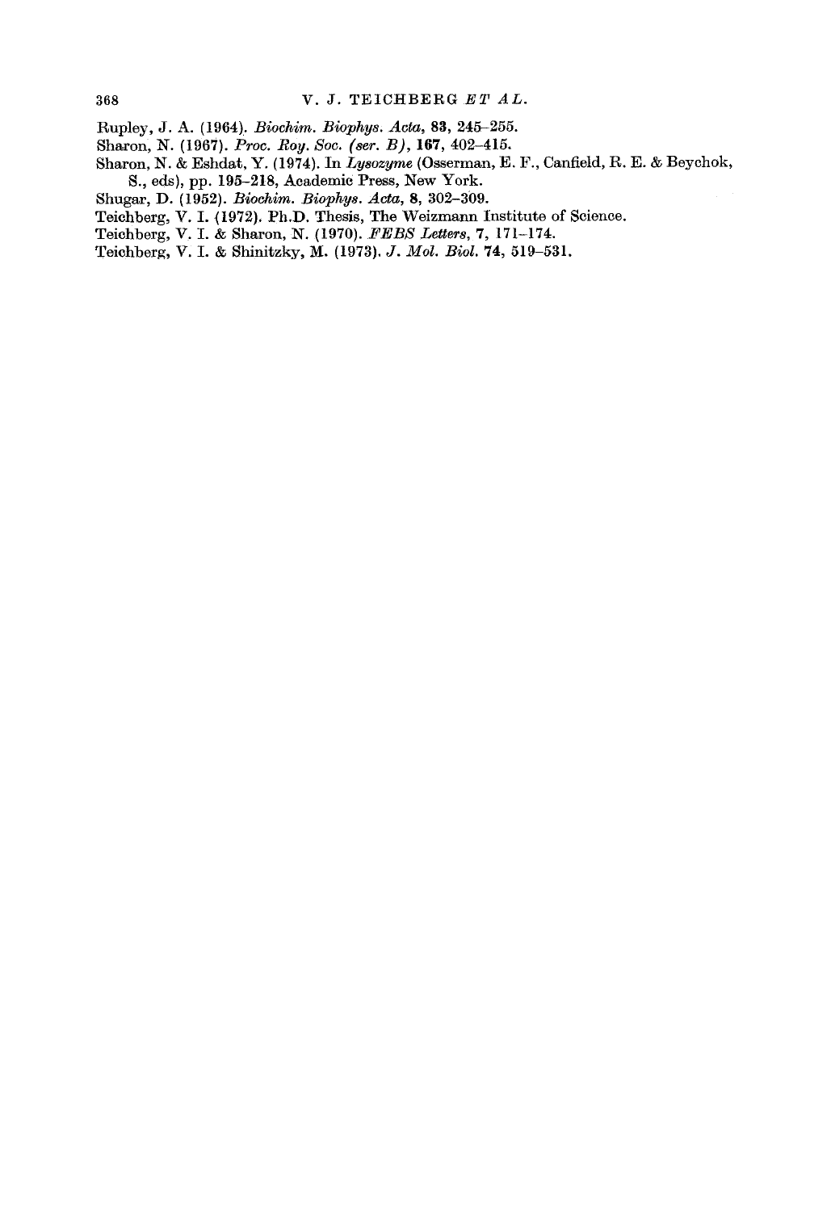Rupley, J. A. (1964). *Biochim. Biophys. Acta*, **83**, 245–255.

Sharon, N. (1967). *Proc. Roy. Soc. (ser. B)*, **167**, 402–415.

Sharon, N. & Eshdat, Y. (1974). In *Lysozyme* (Osserman, E. F., Canfield, R. E. & Beychok, S., eds), pp. 195–218, Academic Press, New York.

Shugar, D. (1952). *Biochim. Biophys. Acta*, **8**, 302–309.

Teichberg, V. I. (1972). Ph.D. Thesis, The Weizmann Institute of Science.

Teichberg, V. I. & Sharon, N. (1970). *FEBS Letters*, **7**, 171–174.

Teichberg, V. I. & Shinitzky, M. (1973). *J. Mol. Biol.* **74**, 519–531.